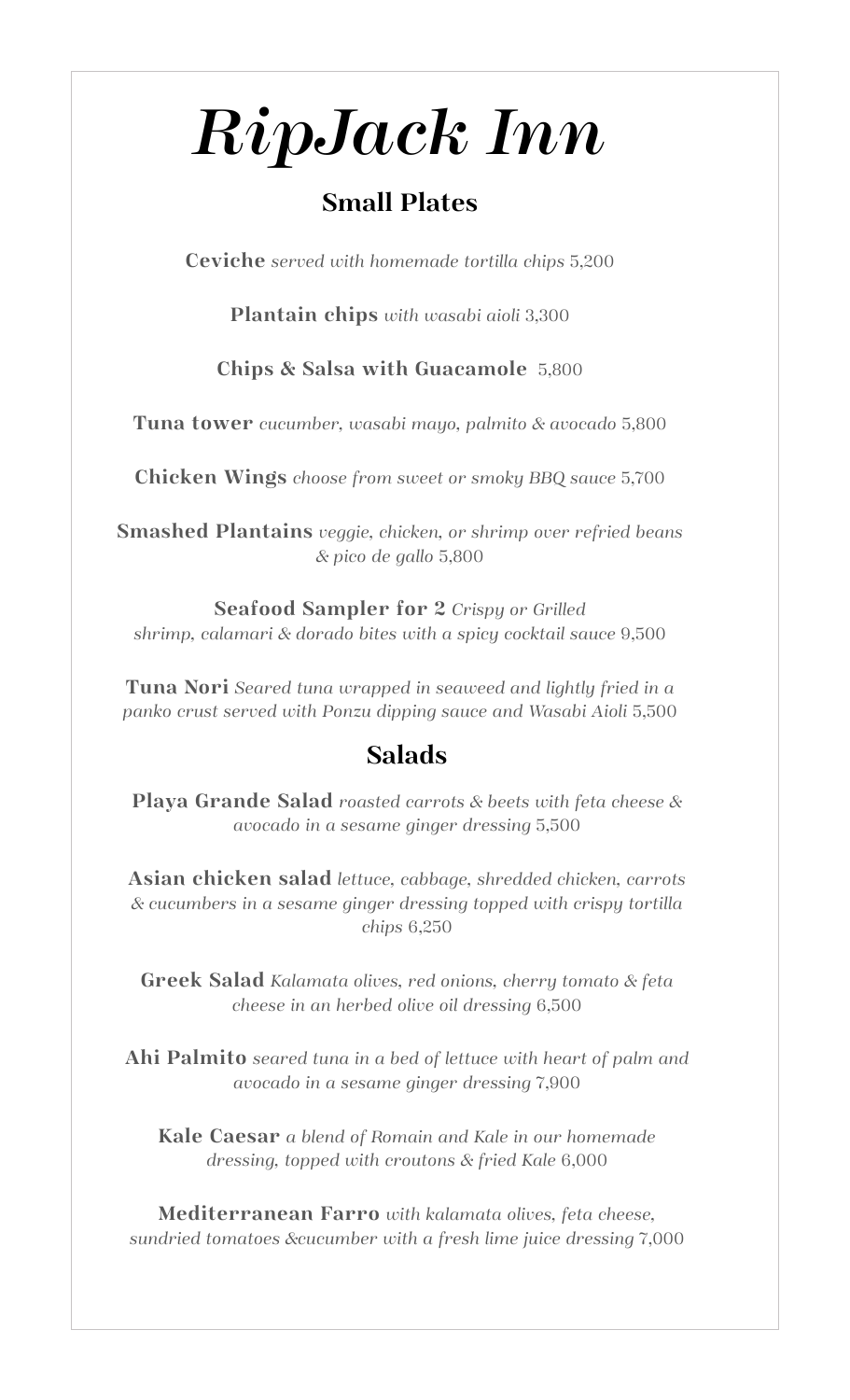# *RipJack Inn*

## Small Plates

**Ceviche** *served with homemade tortilla chips* 5,200

**Plantain chips** *with wasabi aioli* 3,300

**Chips & Salsa with Guacamole** 5,800

**Tuna tower** *cucumber, wasabi mayo, palmito & avocado* 5,800

**Chicken Wings** *choose from sweet or smoky BBQ sauce* 5,700

**Smashed Plantains** *veggie, chicken, or shrimp over refried beans & pico de gallo* 5,800

**Seafood Sampler for 2** *Crispy or Grilled shrimp, calamari & dorado bites with a spicy cocktail sauce* 9,500

**Tuna Nori** *Seared tuna wrapped in seaweed and lightly fried in a panko crust served with Ponzu dipping sauce and Wasabi Aioli* 5,500

## Salads

**Playa Grande Salad** *roasted carrots & beets with feta cheese & avocado in a sesame ginger dressing* 5,500

**Asian chicken salad** *lettuce, cabbage, shredded chicken, carrots & cucumbers in a sesame ginger dressing topped with crispy tortilla chips* 6,250

**Greek Salad** *Kalamata olives, red onions, cherry tomato & feta cheese in an herbed olive oil dressing* 6,500

**Ahi Palmito** *seared tuna in a bed of lettuce with heart of palm and avocado in a sesame ginger dressing* 7,900

**Kale Caesar** *a blend of Romain and Kale in our homemade dressing, topped with croutons & fried Kale* 6,000

**Mediterranean Farro** *with kalamata olives, feta cheese, sundried tomatoes &cucumber with a fresh lime juice dressing* 7,000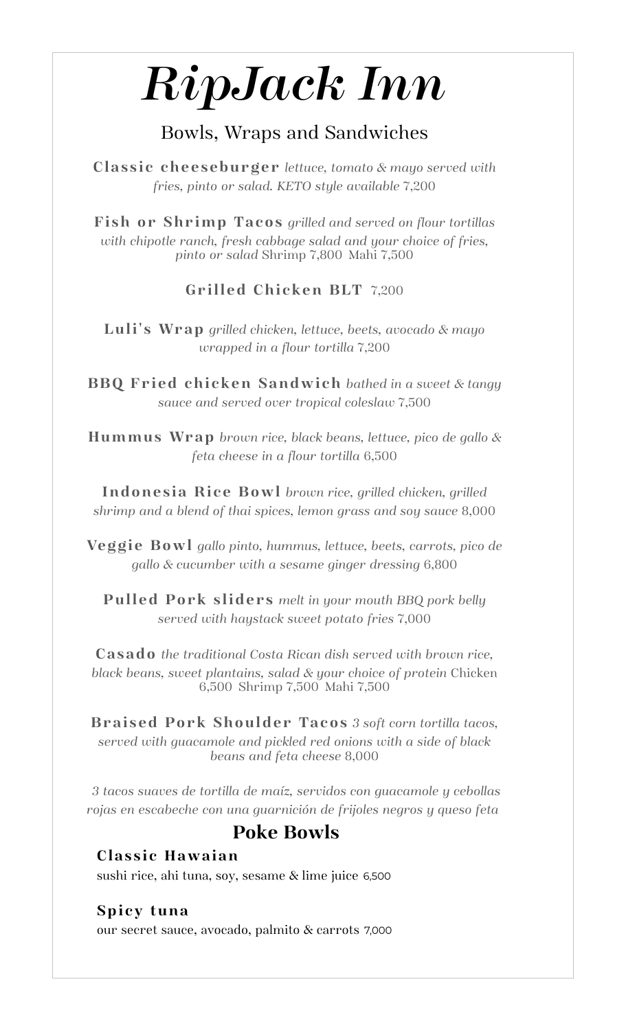# *RipJack Inn*

## Bowls, Wraps and Sandwiches

**Classic cheeseburger** *lettuce, tomato & mayo served with fries, pinto or salad. KETO style available* 7,200

**Fish or Shrimp Tacos** *grilled and served on flour tortillas with chipotle ranch, fresh cabbage salad and your choice of fries, pinto or salad* Shrimp 7,800 Mahi 7,500

**Grilled Chicken BLT** 7,200

**Luli's Wrap** *grilled chicken, lettuce, beets, avocado & mayo wrapped in a flour tortilla* 7,200

**BBQ Fried chicken Sandwich** *bathed in a sweet & tangy sauce and served over tropical coleslaw* 7,500

**Hummus Wrap** *brown rice, black beans, lettuce, pico de gallo & feta cheese in a flour tortilla* 6,500

**Indonesia Rice Bowl** *brown rice, grilled chicken, grilled shrimp and a blend of thai spices, lemon grass and soy sauce* 8,000

**Veggie Bowl** *gallo pinto, hummus, lettuce, beets, carrots, pico de gallo & cucumber with a sesame ginger dressing* 6,800

**Pulled Pork sliders** *melt in your mouth BBQ pork belly served with haystack sweet potato fries* 7,000

**Casado** *the traditional Costa Rican dish served with brown rice, black beans, sweet plantains, salad & your choice of protein* Chicken 6,500 Shrimp 7,500 Mahi 7,500

**Braised Pork Shoulder Tacos** *3 soft corn tortilla tacos, served with guacamole and pickled red onions with a side of black beans and feta cheese* 8,000

*3 tacos suaves de tortilla de maíz, servidos con guacamole y cebollas rojas en escabeche con una guarnición de frijoles negros y queso feta*

## Poke Bowls

**Classic Hawaian**
sushi rice, ahi tuna, soy, sesame & lime juice 6,500

**Spicy tuna**
our secret sauce, avocado, palmito & carrots 7,000